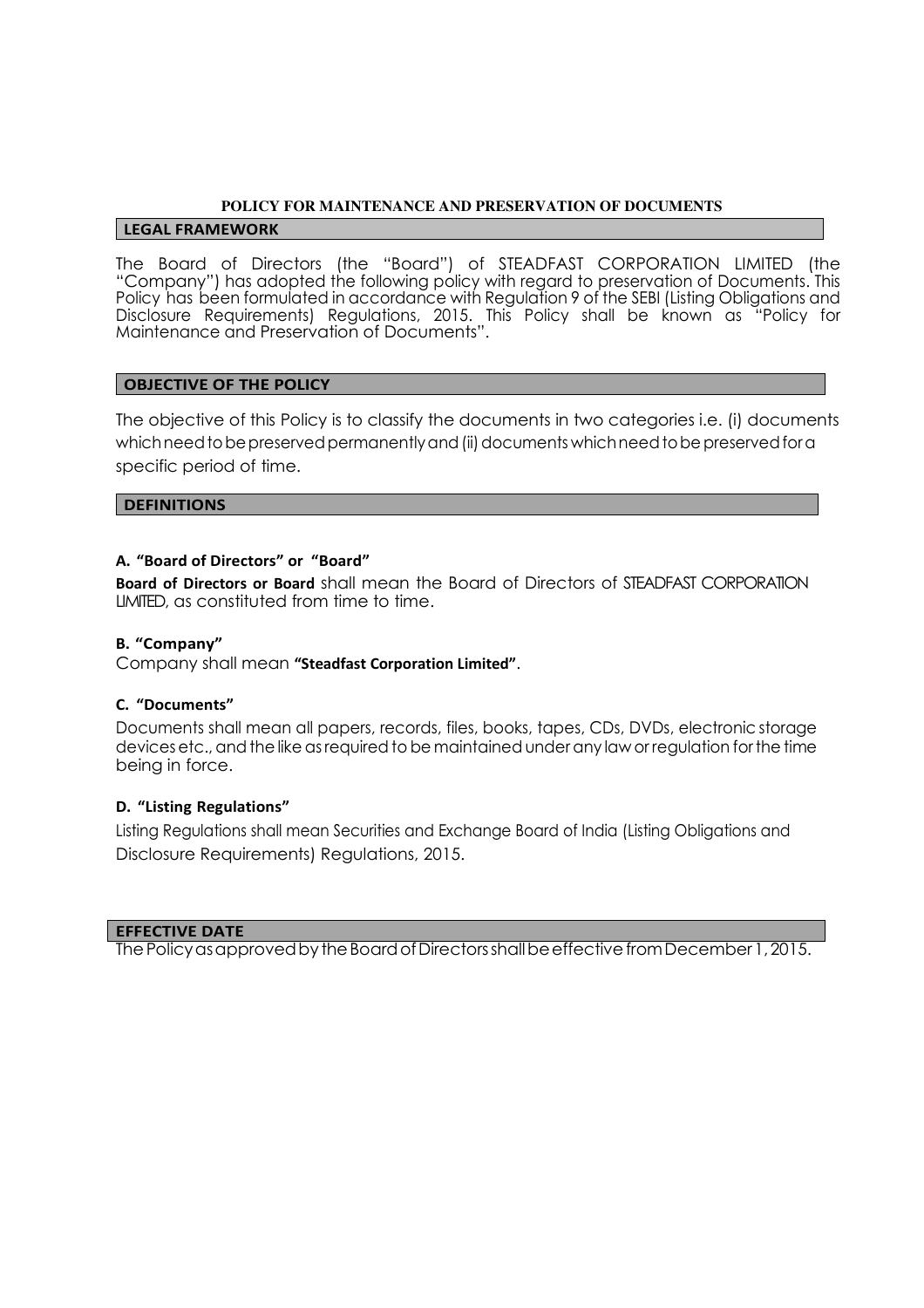# POLICY FOR MAINTENANCE AND PRESERVATION OF DOCUMENTS

## LEGAL FRAMEWORK

The Board of Directors (the "Board") of STEADFAST CORPORATION LIMITED (the "Company") has adopted the following policy with regard to preservation of Documents. This Policy has been formulated in accordance with Regulation 9 of the SEBI (Listing Obligations and Disclosure Requirements) Regulations, 2015. This Policy shall be known as "Policy for Maintenance and Preservation of Documents".

## OBJECTIVE OF THE POLICY

The objective of this Policy is to classify the documents in two categories i.e. (i) documents which need to be preserved permanently and (ii) documents which need to be preserved for a specific period of time.

## DEFINITIONS

### A. "Board of Directors" or "Board"

**Board of Directors or Board** shall mean the Board of Directors of STEADFAST CORPORATION LIMITED, as constituted from time to time.

### B. "Company"

Company shall mean **"Steadfast Corporation Limited"**.

### C. "Documents"

Documents shall mean all papers, records, files, books, tapes, CDs, DVDs, electronic storage devices etc., and the like as required to be maintained under any law or regulation for the time being in force.

### D. "Listing Regulations"

Listing Regulations shall mean Securities and Exchange Board of India (Listing Obligations and Disclosure Requirements) Regulations, 2015.

## EFFECTIVE DATE

The Policy as approved by the Board of Directors shall be effective from December 1, 2015.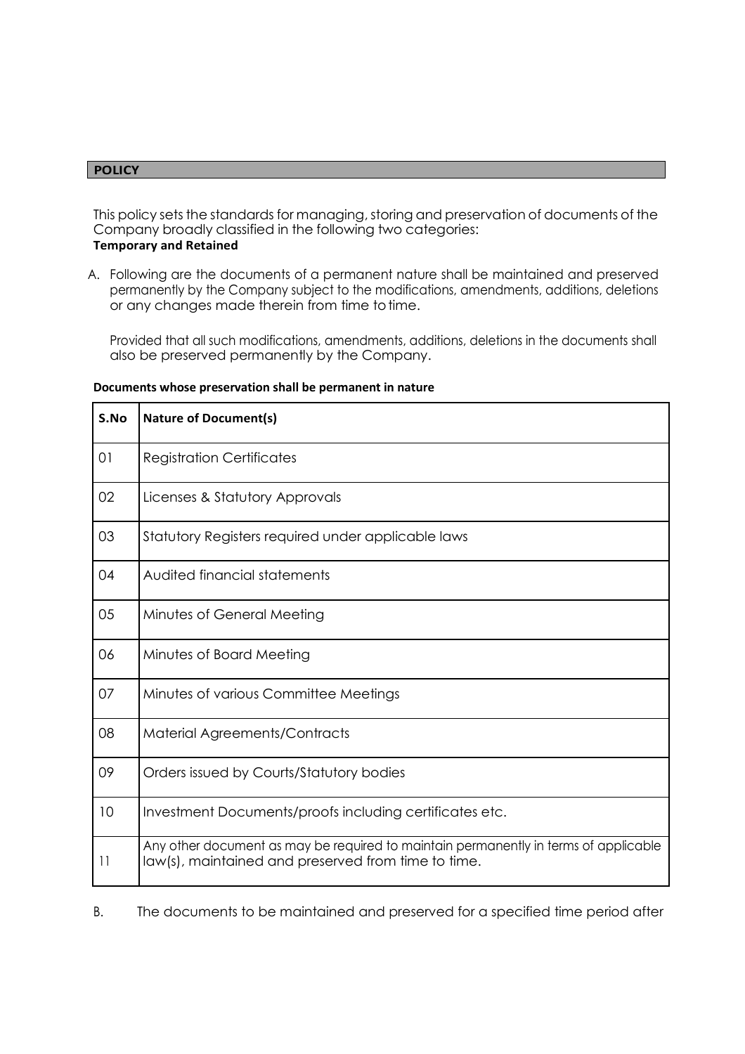## POLICY

This policy sets the standards for managing, storing and preservation of documents of the Company broadly classified in the following two categories:

**Temporary and Retained**

A. Following are the documents of a permanent nature shall be maintained and preserved permanently by the Company subject to the modifications, amendments, additions, deletions or any changes made therein from time to time.

   Provided that all such modifications, amendments, additions, deletions in the documents shall also be preserved permanently by the Company.

**Documents whose preservation shall be permanent in nature**

| S.No | Nature of Document(s) |
|---|---|
| 01 | Registration Certificates |
| 02 | Licenses & Statutory Approvals |
| 03 | Statutory Registers required under applicable laws |
| 04 | Audited financial statements |
| 05 | Minutes of General Meeting |
| 06 | Minutes of Board Meeting |
| 07 | Minutes of various Committee Meetings |
| 08 | Material Agreements/Contracts |
| 09 | Orders issued by Courts/Statutory bodies |
| 10 | Investment Documents/proofs including certificates etc. |
| 11 | Any other document as may be required to maintain permanently in terms of applicable law(s), maintained and preserved from time to time. |

B. The documents to be maintained and preserved for a specified time period after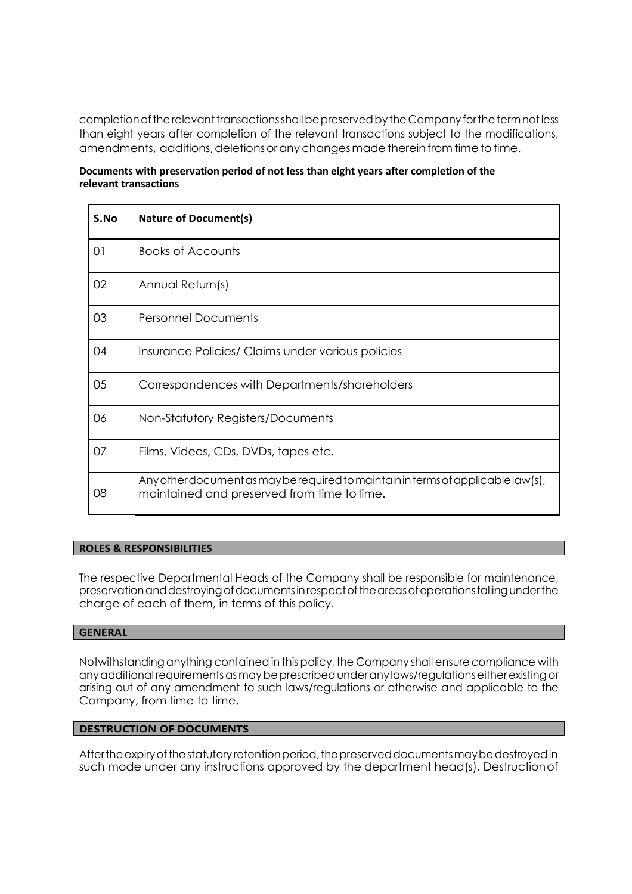completion of the relevant transactions shall be preserved by the Company for the term not less than eight years after completion of the relevant transactions subject to the modifications, amendments, additions, deletions or any changes made therein from time to time.

**Documents with preservation period of not less than eight years after completion of the relevant transactions**

| S.No | Nature of Document(s) |
|---|---|
| 01 | Books of Accounts |
| 02 | Annual Return(s) |
| 03 | Personnel Documents |
| 04 | Insurance Policies/ Claims under various policies |
| 05 | Correspondences with Departments/shareholders |
| 06 | Non-Statutory Registers/Documents |
| 07 | Films, Videos, CDs, DVDs, tapes etc. |
| 08 | Any other document as may be required to maintain in terms of applicable law(s), maintained and preserved from time to time. |

## ROLES & RESPONSIBILITIES

The respective Departmental Heads of the Company shall be responsible for maintenance, preservation and destroying of documents in respect of the areas of operations falling under the charge of each of them, in terms of this policy.

## GENERAL

Notwithstanding anything contained in this policy, the Company shall ensure compliance with any additional requirements as may be prescribed under any laws/regulations either existing or arising out of any amendment to such laws/regulations or otherwise and applicable to the Company, from time to time.

## DESTRUCTION OF DOCUMENTS

After the expiry of the statutory retention period, the preserved documents may be destroyed in such mode under any instructions approved by the department head(s). Destruction of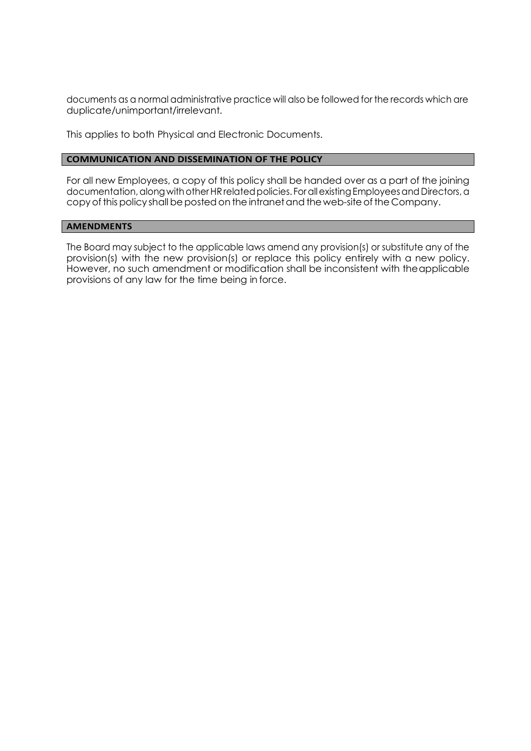documents as a normal administrative practice will also be followed for the records which are duplicate/unimportant/irrelevant.

This applies to both Physical and Electronic Documents.

## COMMUNICATION AND DISSEMINATION OF THE POLICY

For all new Employees, a copy of this policy shall be handed over as a part of the joining documentation, along with other HR related policies. For all existing Employees and Directors, a copy of this policy shall be posted on the intranet and the web-site of the Company.

## AMENDMENTS

The Board may subject to the applicable laws amend any provision(s) or substitute any of the provision(s) with the new provision(s) or replace this policy entirely with a new policy. However, no such amendment or modification shall be inconsistent with the applicable provisions of any law for the time being in force.